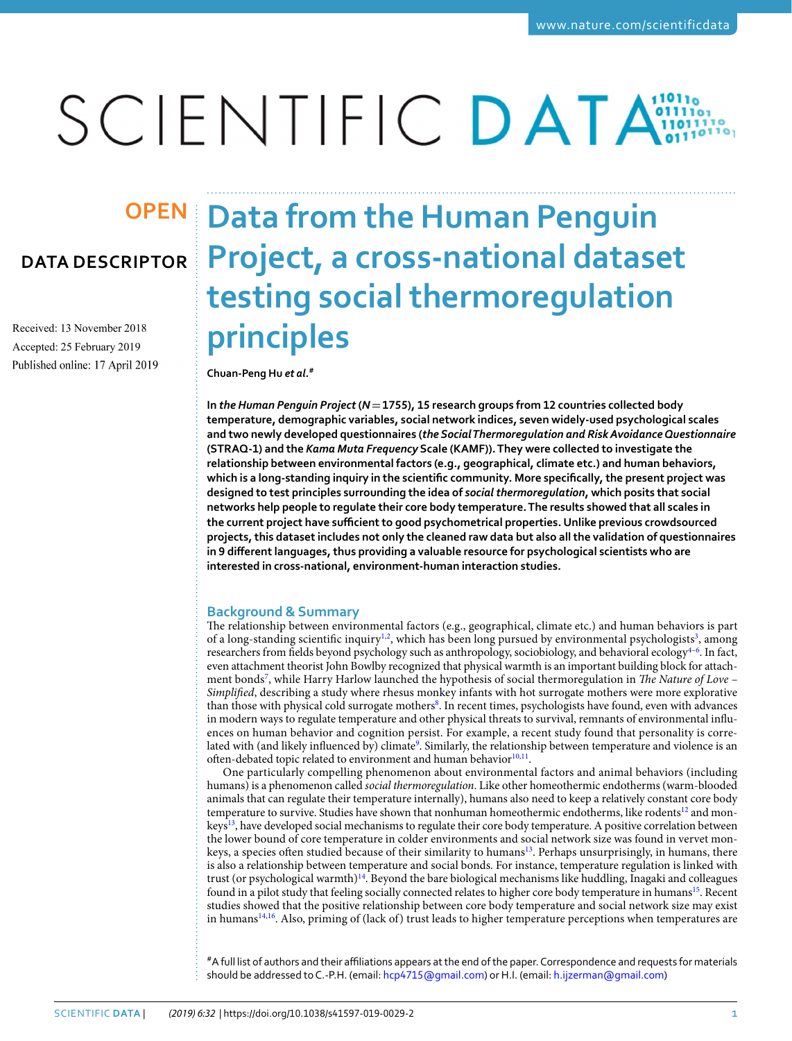OPEN

DATA DESCRIPTOR

Received: 13 November 2018
Accepted: 25 February 2019
Published online: 17 April 2019

# Data from the Human Penguin Project, a cross-national dataset testing social thermoregulation principles

Chuan-Peng Hu *et al.*#

**In *the Human Penguin Project* ($N = 1755$), 15 research groups from 12 countries collected body temperature, demographic variables, social network indices, seven widely-used psychological scales and two newly developed questionnaires (*the Social Thermoregulation and Risk Avoidance Questionnaire* (STRAQ-1) and the *Kama Muta Frequency* Scale (KAMF)). They were collected to investigate the relationship between environmental factors (e.g., geographical, climate etc.) and human behaviors, which is a long-standing inquiry in the scientific community. More specifically, the present project was designed to test principles surrounding the idea of *social thermoregulation*, which posits that social networks help people to regulate their core body temperature. The results showed that all scales in the current project have sufficient to good psychometrical properties. Unlike previous crowdsourced projects, this dataset includes not only the cleaned raw data but also all the validation of questionnaires in 9 different languages, thus providing a valuable resource for psychological scientists who are interested in cross-national, environment-human interaction studies.**

## Background & Summary

The relationship between environmental factors (e.g., geographical, climate etc.) and human behaviors is part of a long-standing scientific inquiry[1,2], which has been long pursued by environmental psychologists[3], among researchers from fields beyond psychology such as anthropology, sociobiology, and behavioral ecology[4–6]. In fact, even attachment theorist John Bowlby recognized that physical warmth is an important building block for attachment bonds[7], while Harry Harlow launched the hypothesis of social thermoregulation in *The Nature of Love – Simplified*, describing a study where rhesus monkey infants with hot surrogate mothers were more explorative than those with physical cold surrogate mothers[8]. In recent times, psychologists have found, even with advances in modern ways to regulate temperature and other physical threats to survival, remnants of environmental influences on human behavior and cognition persist. For example, a recent study found that personality is correlated with (and likely influenced by) climate[9]. Similarly, the relationship between temperature and violence is an often-debated topic related to environment and human behavior[10,11].

One particularly compelling phenomenon about environmental factors and animal behaviors (including humans) is a phenomenon called *social thermoregulation*. Like other homeothermic endotherms (warm-blooded animals that can regulate their temperature internally), humans also need to keep a relatively constant core body temperature to survive. Studies have shown that nonhuman homeothermic endotherms, like rodents[12] and monkeys[13], have developed social mechanisms to regulate their core body temperature. A positive correlation between the lower bound of core temperature in colder environments and social network size was found in vervet monkeys, a species often studied because of their similarity to humans[13]. Perhaps unsurprisingly, in humans, there is also a relationship between temperature and social bonds. For instance, temperature regulation is linked with trust (or psychological warmth)[14]. Beyond the bare biological mechanisms like huddling, Inagaki and colleagues found in a pilot study that feeling socially connected relates to higher core body temperature in humans[15]. Recent studies showed that the positive relationship between core body temperature and social network size may exist in humans[14,16]. Also, priming of (lack of) trust leads to higher temperature perceptions when temperatures are

#A full list of authors and their affiliations appears at the end of the paper. Correspondence and requests for materials should be addressed to C.-P.H. (email: hcp4715@gmail.com) or H.I. (email: h.ijzerman@gmail.com)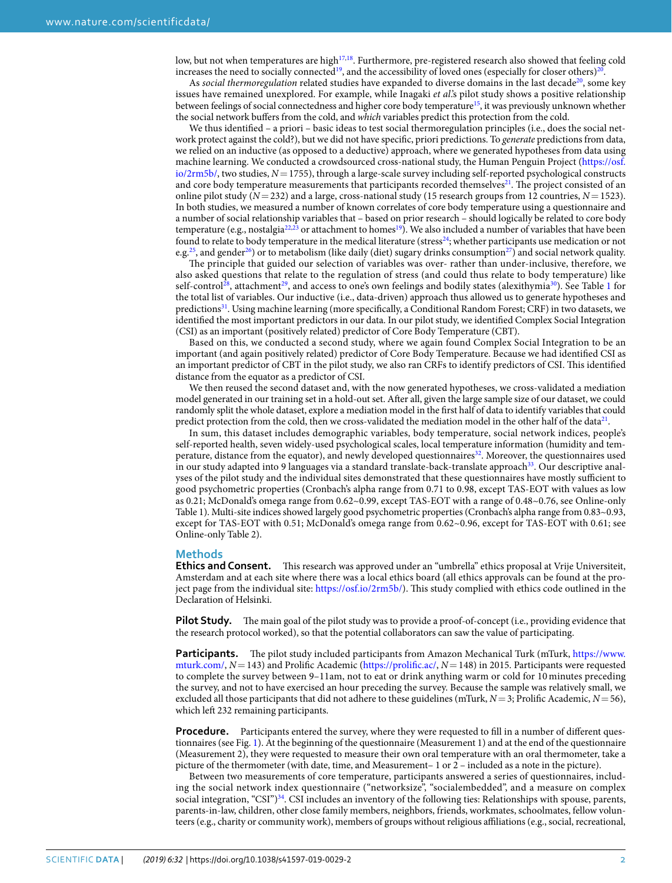low, but not when temperatures are high[17,18]. Furthermore, pre-registered research also showed that feeling cold increases the need to socially connected[19], and the accessibility of loved ones (especially for closer others)[20].

As *social thermoregulation* related studies have expanded to diverse domains in the last decade[20], some key issues have remained unexplored. For example, while Inagaki *et al*.'s pilot study shows a positive relationship between feelings of social connectedness and higher core body temperature[15], it was previously unknown whether the social network buffers from the cold, and *which* variables predict this protection from the cold.

We thus identified – a priori – basic ideas to test social thermoregulation principles (i.e., does the social network protect against the cold?), but we did not have specific, priori predictions. To *generate* predictions from data, we relied on an inductive (as opposed to a deductive) approach, where we generated hypotheses from data using machine learning. We conducted a crowdsourced cross-national study, the Human Penguin Project (https://osf.io/2rm5b/, two studies, $N = 1755$), through a large-scale survey including self-reported psychological constructs and core body temperature measurements that participants recorded themselves[21]. The project consisted of an online pilot study ($N = 232$) and a large, cross-national study (15 research groups from 12 countries, $N = 1523$). In both studies, we measured a number of known correlates of core body temperature using a questionnaire and a number of social relationship variables that – based on prior research – should logically be related to core body temperature (e.g., nostalgia[22,23] or attachment to homes[19]). We also included a number of variables that have been found to relate to body temperature in the medical literature (stress[24]; whether participants use medication or not e.g.[25], and gender[26]) or to metabolism (like daily (diet) sugary drinks consumption[27]) and social network quality.

The principle that guided our selection of variables was over- rather than under-inclusive, therefore, we also asked questions that relate to the regulation of stress (and could thus relate to body temperature) like self-control[28], attachment[29], and access to one's own feelings and bodily states (alexithymia[30]). See Table 1 for the total list of variables. Our inductive (i.e., data-driven) approach thus allowed us to generate hypotheses and predictions[31]. Using machine learning (more specifically, a Conditional Random Forest; CRF) in two datasets, we identified the most important predictors in our data. In our pilot study, we identified Complex Social Integration (CSI) as an important (positively related) predictor of Core Body Temperature (CBT).

Based on this, we conducted a second study, where we again found Complex Social Integration to be an important (and again positively related) predictor of Core Body Temperature. Because we had identified CSI as an important predictor of CBT in the pilot study, we also ran CRFs to identify predictors of CSI. This identified distance from the equator as a predictor of CSI.

We then reused the second dataset and, with the now generated hypotheses, we cross-validated a mediation model generated in our training set in a hold-out set. After all, given the large sample size of our dataset, we could randomly split the whole dataset, explore a mediation model in the first half of data to identify variables that could predict protection from the cold, then we cross-validated the mediation model in the other half of the data[21].

In sum, this dataset includes demographic variables, body temperature, social network indices, people's self-reported health, seven widely-used psychological scales, local temperature information (humidity and temperature, distance from the equator), and newly developed questionnaires[32]. Moreover, the questionnaires used in our study adapted into 9 languages via a standard translate-back-translate approach[33]. Our descriptive analyses of the pilot study and the individual sites demonstrated that these questionnaires have mostly sufficient to good psychometric properties (Cronbach's alpha range from 0.71 to 0.98, except TAS-EOT with values as low as 0.21; McDonald's omega range from 0.62~0.99, except TAS-EOT with a range of 0.48~0.76, see Online-only Table 1). Multi-site indices showed largely good psychometric properties (Cronbach's alpha range from 0.83~0.93, except for TAS-EOT with 0.51; McDonald's omega range from 0.62~0.96, except for TAS-EOT with 0.61; see Online-only Table 2).

## Methods

**Ethics and Consent.** This research was approved under an "umbrella" ethics proposal at Vrije Universiteit, Amsterdam and at each site where there was a local ethics board (all ethics approvals can be found at the project page from the individual site: https://osf.io/2rm5b/). This study complied with ethics code outlined in the Declaration of Helsinki.

**Pilot Study.** The main goal of the pilot study was to provide a proof-of-concept (i.e., providing evidence that the research protocol worked), so that the potential collaborators can saw the value of participating.

**Participants.** The pilot study included participants from Amazon Mechanical Turk (mTurk, https://www.mturk.com/, $N = 143$) and Prolific Academic (https://prolific.ac/, $N = 148$) in 2015. Participants were requested to complete the survey between 9–11am, not to eat or drink anything warm or cold for 10 minutes preceding the survey, and not to have exercised an hour preceding the survey. Because the sample was relatively small, we excluded all those participants that did not adhere to these guidelines (mTurk, $N = 3$; Prolific Academic, $N = 56$), which left 232 remaining participants.

**Procedure.** Participants entered the survey, where they were requested to fill in a number of different questionnaires (see Fig. 1). At the beginning of the questionnaire (Measurement 1) and at the end of the questionnaire (Measurement 2), they were requested to measure their own oral temperature with an oral thermometer, take a picture of the thermometer (with date, time, and Measurement– 1 or 2 – included as a note in the picture).

Between two measurements of core temperature, participants answered a series of questionnaires, including the social network index questionnaire ("networksize", "socialembedded", and a measure on complex social integration, "CSI")[34]. CSI includes an inventory of the following ties: Relationships with spouse, parents, parents-in-law, children, other close family members, neighbors, friends, workmates, schoolmates, fellow volunteers (e.g., charity or community work), members of groups without religious affiliations (e.g., social, recreational,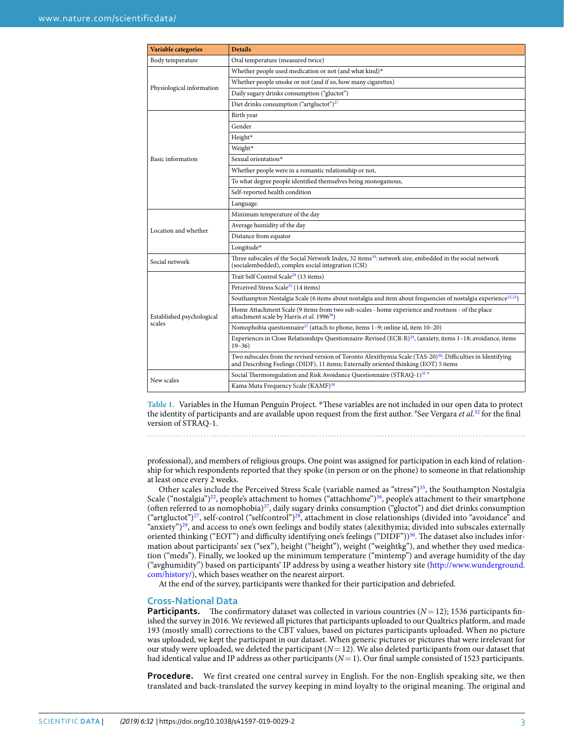| Variable categories | Details |
|---|---|
| Body temperature | Oral temperature (measured twice) |
| Physiological information | Whether people used medication or not (and what kind)* |
| | Whether people smoke or not (and if so, how many cigarettes) |
| | Daily sugary drinks consumption ("gluctot") |
| | Diet drinks consumption ("artgluctot")[27] |
| Basic information | Birth year |
| | Gender |
| | Height* |
| | Weight* |
| | Sexual orientation* |
| | Whether people were in a romantic relationship or not, |
| | To what degree people identified themselves being monogamous, |
| | Self-reported health condition |
| | Language. |
| Location and whether | Minimum temperature of the day |
| | Average humidity of the day |
| | Distance from equator |
| | Longitude* |
| Social network | Three subscales of the Social Network Index, 32 items[34]: network size, embedded in the social network (socialembedded), complex social integration (CSI) |
| Established psychological scales | Trait Self Control Scale[28] (13 items) |
| | Perceived Stress Scale[35] (14 items) |
| | Southampton Nostalgia Scale (6 items about nostalgia and item about frequencies of nostalgia experience[22,23]) |
| | Home Attachment Scale (9 items from two sub-scales - home experience and rootness - of the place attachment scale by Harris *et al.* 1996[36]) |
| | Nomophobia questionnaire[37] (attach to phone, items 1–9; online id, item 10–20) |
| | Experiences in Close Relationships Questionnaire-Revised (ECR-R)[29], (anxiety, items 1–18; avoidance, items 19–36) |
| | Two subscales from the revised version of Toronto Alexithymia Scale (TAS-20)[30]: Difficulties in Identifying and Describing Feelings (DIDF), 11 items; Externally oriented thinking (EOT) 5 items |
| New scales | Social Thermoregulation and Risk Avoidance Questionnaire (STRAQ-1)[32 #] |
| | Kama Muta Frequency Scale (KAMF)[38] |

**Table 1.** Variables in the Human Penguin Project. *These variables are not included in our open data to protect the identity of participants and are available upon request from the first author. #See Vergara *et al.*[32] for the final version of STRAQ-1.

professional), and members of religious groups. One point was assigned for participation in each kind of relationship for which respondents reported that they spoke (in person or on the phone) to someone in that relationship at least once every 2 weeks.

Other scales include the Perceived Stress Scale (variable named as "stress")[35], the Southampton Nostalgia Scale ("nostalgia")[22], people's attachment to homes ("attachhome")[36], people's attachment to their smartphone (often referred to as nomophobia)[37], daily sugary drinks consumption ("gluctot") and diet drinks consumption ("artgluctot")[27], self-control ("selfcontrol")[28], attachment in close relationships (divided into "avoidance" and "anxiety")[29], and access to one's own feelings and bodily states (alexithymia; divided into subscales externally oriented thinking ("EOT") and difficulty identifying one's feelings ("DIDF"))[30]. The dataset also includes information about participants' sex ("sex"), height ("height"), weight ("weightkg"), and whether they used medication ("meds"). Finally, we looked up the minimum temperature ("mintemp") and average humidity of the day ("avghumidity") based on participants' IP address by using a weather history site (http://www.wunderground.com/history/), which bases weather on the nearest airport.

At the end of the survey, participants were thanked for their participation and debriefed.

## Cross-National Data

**Participants.** The confirmatory dataset was collected in various countries ($N = 12$); 1536 participants finished the survey in 2016. We reviewed all pictures that participants uploaded to our Qualtrics platform, and made 193 (mostly small) corrections to the CBT values, based on pictures participants uploaded. When no picture was uploaded, we kept the participant in our dataset. When generic pictures or pictures that were irrelevant for our study were uploaded, we deleted the participant ($N = 12$). We also deleted participants from our dataset that had identical value and IP address as other participants ($N = 1$). Our final sample consisted of 1523 participants.

**Procedure.** We first created one central survey in English. For the non-English speaking site, we then translated and back-translated the survey keeping in mind loyalty to the original meaning. The original and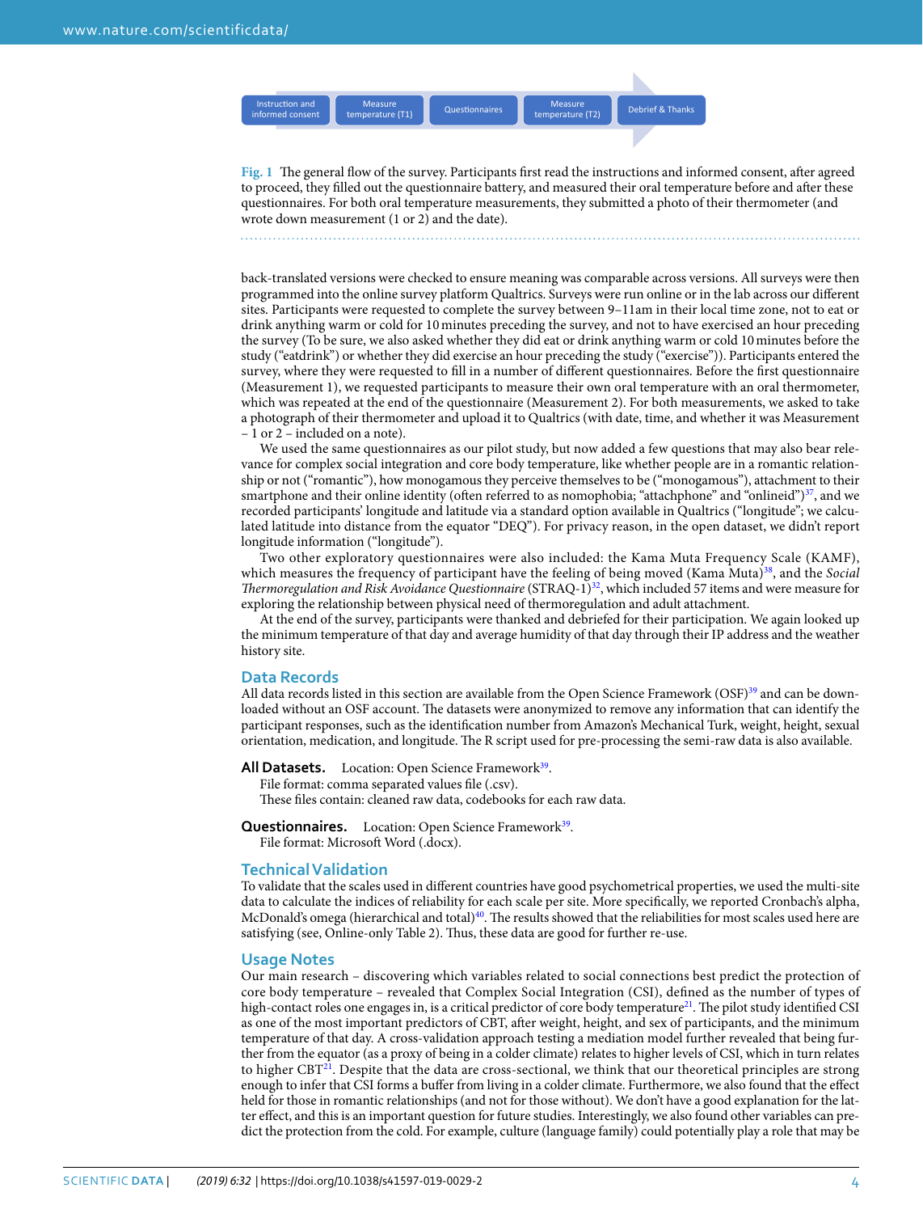Instruction and informed consent

Measure temperature (T1)

Questionnaires

Measure temperature (T2)

Debrief & Thanks

**Fig. 1** The general flow of the survey. Participants first read the instructions and informed consent, after agreed to proceed, they filled out the questionnaire battery, and measured their oral temperature before and after these questionnaires. For both oral temperature measurements, they submitted a photo of their thermometer (and wrote down measurement (1 or 2) and the date).

back-translated versions were checked to ensure meaning was comparable across versions. All surveys were then programmed into the online survey platform Qualtrics. Surveys were run online or in the lab across our different sites. Participants were requested to complete the survey between 9–11am in their local time zone, not to eat or drink anything warm or cold for 10 minutes preceding the survey, and not to have exercised an hour preceding the survey (To be sure, we also asked whether they did eat or drink anything warm or cold 10 minutes before the study ("eatdrink") or whether they did exercise an hour preceding the study ("exercise")). Participants entered the survey, where they were requested to fill in a number of different questionnaires. Before the first questionnaire (Measurement 1), we requested participants to measure their own oral temperature with an oral thermometer, which was repeated at the end of the questionnaire (Measurement 2). For both measurements, we asked to take a photograph of their thermometer and upload it to Qualtrics (with date, time, and whether it was Measurement – 1 or 2 – included on a note).

We used the same questionnaires as our pilot study, but now added a few questions that may also bear relevance for complex social integration and core body temperature, like whether people are in a romantic relationship or not ("romantic"), how monogamous they perceive themselves to be ("monogamous"), attachment to their smartphone and their online identity (often referred to as nomophobia; "attachphone" and "onlineid")[37], and we recorded participants' longitude and latitude via a standard option available in Qualtrics ("longitude"; we calculated latitude into distance from the equator "DEQ"). For privacy reason, in the open dataset, we didn't report longitude information ("longitude").

Two other exploratory questionnaires were also included: the Kama Muta Frequency Scale (KAMF), which measures the frequency of participant have the feeling of being moved (Kama Muta)[38], and the *Social Thermoregulation and Risk Avoidance Questionnaire* (STRAQ-1)[32], which included 57 items and were measure for exploring the relationship between physical need of thermoregulation and adult attachment.

At the end of the survey, participants were thanked and debriefed for their participation. We again looked up the minimum temperature of that day and average humidity of that day through their IP address and the weather history site.

## Data Records

All data records listed in this section are available from the Open Science Framework (OSF)[39] and can be downloaded without an OSF account. The datasets were anonymized to remove any information that can identify the participant responses, such as the identification number from Amazon's Mechanical Turk, weight, height, sexual orientation, medication, and longitude. The R script used for pre-processing the semi-raw data is also available.

**All Datasets.** Location: Open Science Framework[39].
File format: comma separated values file (.csv).
These files contain: cleaned raw data, codebooks for each raw data.

**Questionnaires.** Location: Open Science Framework[39].
File format: Microsoft Word (.docx).

## Technical Validation

To validate that the scales used in different countries have good psychometrical properties, we used the multi-site data to calculate the indices of reliability for each scale per site. More specifically, we reported Cronbach's alpha, McDonald's omega (hierarchical and total)[40]. The results showed that the reliabilities for most scales used here are satisfying (see, Online-only Table 2). Thus, these data are good for further re-use.

## Usage Notes

Our main research – discovering which variables related to social connections best predict the protection of core body temperature – revealed that Complex Social Integration (CSI), defined as the number of types of high-contact roles one engages in, is a critical predictor of core body temperature[21]. The pilot study identified CSI as one of the most important predictors of CBT, after weight, height, and sex of participants, and the minimum temperature of that day. A cross-validation approach testing a mediation model further revealed that being further from the equator (as a proxy of being in a colder climate) relates to higher levels of CSI, which in turn relates to higher CBT[21]. Despite that the data are cross-sectional, we think that our theoretical principles are strong enough to infer that CSI forms a buffer from living in a colder climate. Furthermore, we also found that the effect held for those in romantic relationships (and not for those without). We don't have a good explanation for the latter effect, and this is an important question for future studies. Interestingly, we also found other variables can predict the protection from the cold. For example, culture (language family) could potentially play a role that may be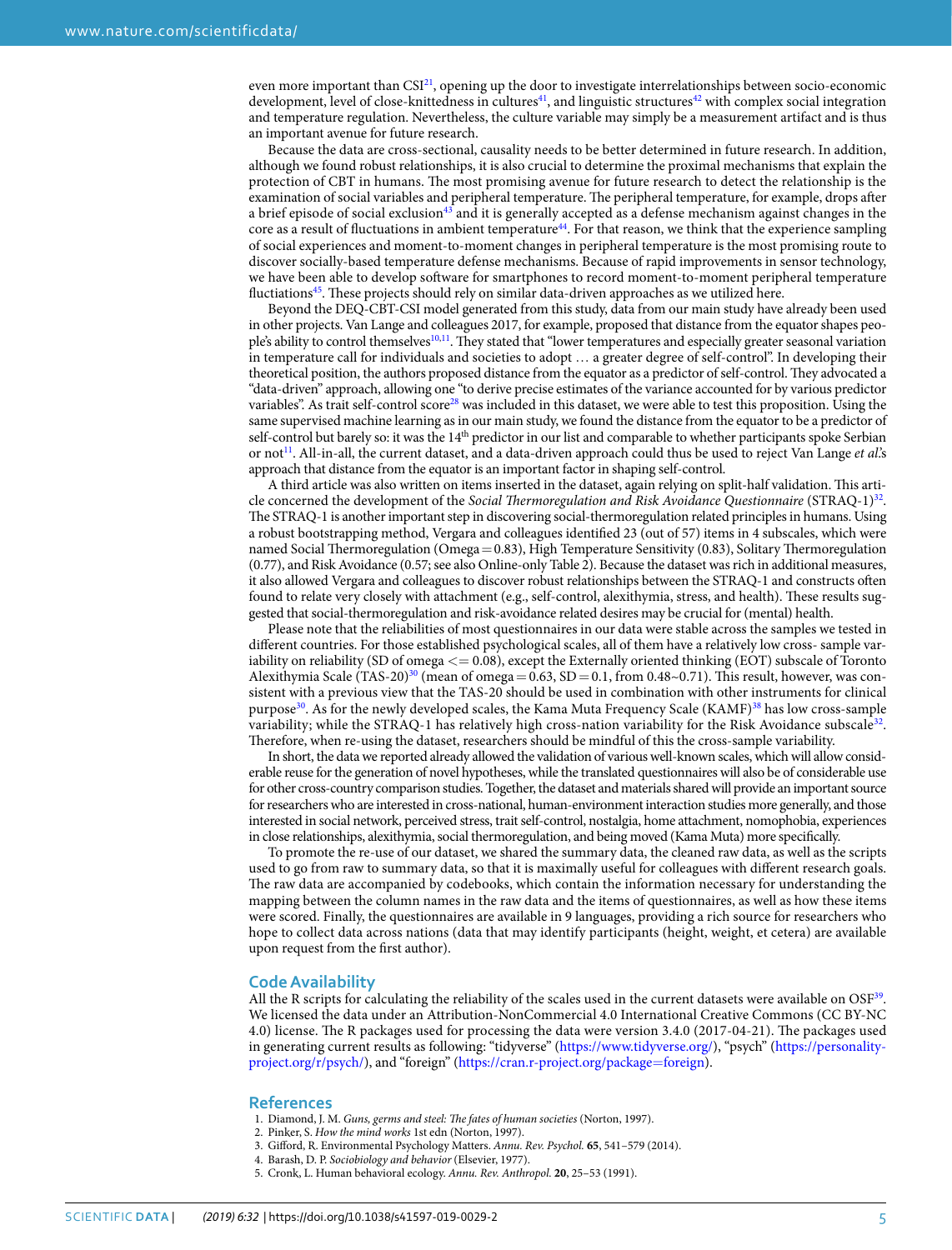even more important than CSI[21], opening up the door to investigate interrelationships between socio-economic development, level of close-knittedness in cultures[41], and linguistic structures[42] with complex social integration and temperature regulation. Nevertheless, the culture variable may simply be a measurement artifact and is thus an important avenue for future research.

Because the data are cross-sectional, causality needs to be better determined in future research. In addition, although we found robust relationships, it is also crucial to determine the proximal mechanisms that explain the protection of CBT in humans. The most promising avenue for future research to detect the relationship is the examination of social variables and peripheral temperature. The peripheral temperature, for example, drops after a brief episode of social exclusion[43] and it is generally accepted as a defense mechanism against changes in the core as a result of fluctuations in ambient temperature[44]. For that reason, we think that the experience sampling of social experiences and moment-to-moment changes in peripheral temperature is the most promising route to discover socially-based temperature defense mechanisms. Because of rapid improvements in sensor technology, we have been able to develop software for smartphones to record moment-to-moment peripheral temperature fluctiations[45]. These projects should rely on similar data-driven approaches as we utilized here.

Beyond the DEQ-CBT-CSI model generated from this study, data from our main study have already been used in other projects. Van Lange and colleagues 2017, for example, proposed that distance from the equator shapes people's ability to control themselves[10,11]. They stated that "lower temperatures and especially greater seasonal variation in temperature call for individuals and societies to adopt … a greater degree of self-control". In developing their theoretical position, the authors proposed distance from the equator as a predictor of self-control. They advocated a "data-driven" approach, allowing one "to derive precise estimates of the variance accounted for by various predictor variables". As trait self-control score[28] was included in this dataset, we were able to test this proposition. Using the same supervised machine learning as in our main study, we found the distance from the equator to be a predictor of self-control but barely so: it was the 14$^{th}$ predictor in our list and comparable to whether participants spoke Serbian or not[11]. All-in-all, the current dataset, and a data-driven approach could thus be used to reject Van Lange *et al.*'s approach that distance from the equator is an important factor in shaping self-control.

A third article was also written on items inserted in the dataset, again relying on split-half validation. This article concerned the development of the *Social Thermoregulation and Risk Avoidance Questionnaire* (STRAQ-1)[32]. The STRAQ-1 is another important step in discovering social-thermoregulation related principles in humans. Using a robust bootstrapping method, Vergara and colleagues identified 23 (out of 57) items in 4 subscales, which were named Social Thermoregulation (Omega = 0.83), High Temperature Sensitivity (0.83), Solitary Thermoregulation (0.77), and Risk Avoidance (0.57; see also Online-only Table 2). Because the dataset was rich in additional measures, it also allowed Vergara and colleagues to discover robust relationships between the STRAQ-1 and constructs often found to relate very closely with attachment (e.g., self-control, alexithymia, stress, and health). These results suggested that social-thermoregulation and risk-avoidance related desires may be crucial for (mental) health.

Please note that the reliabilities of most questionnaires in our data were stable across the samples we tested in different countries. For those established psychological scales, all of them have a relatively low cross- sample variability on reliability (SD of omega <= 0.08), except the Externally oriented thinking (EOT) subscale of Toronto Alexithymia Scale (TAS-20)[30] (mean of omega = 0.63, SD = 0.1, from 0.48~0.71). This result, however, was consistent with a previous view that the TAS-20 should be used in combination with other instruments for clinical purpose[30]. As for the newly developed scales, the Kama Muta Frequency Scale (KAMF)[38] has low cross-sample variability; while the STRAQ-1 has relatively high cross-nation variability for the Risk Avoidance subscale[32]. Therefore, when re-using the dataset, researchers should be mindful of this the cross-sample variability.

In short, the data we reported already allowed the validation of various well-known scales, which will allow considerable reuse for the generation of novel hypotheses, while the translated questionnaires will also be of considerable use for other cross-country comparison studies. Together, the dataset and materials shared will provide an important source for researchers who are interested in cross-national, human-environment interaction studies more generally, and those interested in social network, perceived stress, trait self-control, nostalgia, home attachment, nomophobia, experiences in close relationships, alexithymia, social thermoregulation, and being moved (Kama Muta) more specifically.

To promote the re-use of our dataset, we shared the summary data, the cleaned raw data, as well as the scripts used to go from raw to summary data, so that it is maximally useful for colleagues with different research goals. The raw data are accompanied by codebooks, which contain the information necessary for understanding the mapping between the column names in the raw data and the items of questionnaires, as well as how these items were scored. Finally, the questionnaires are available in 9 languages, providing a rich source for researchers who hope to collect data across nations (data that may identify participants (height, weight, et cetera) are available upon request from the first author).

## Code Availability

All the R scripts for calculating the reliability of the scales used in the current datasets were available on OSF[39]. We licensed the data under an Attribution-NonCommercial 4.0 International Creative Commons (CC BY-NC 4.0) license. The R packages used for processing the data were version 3.4.0 (2017-04-21). The packages used in generating current results as following: "tidyverse" (https://www.tidyverse.org/), "psych" (https://personality-project.org/r/psych/), and "foreign" (https://cran.r-project.org/package=foreign).

## References

1. Diamond, J. M. *Guns, germs and steel: The fates of human societies* (Norton, 1997).
2. Pinker, S. *How the mind works* 1st edn (Norton, 1997).
3. Gifford, R. Environmental Psychology Matters. *Annu. Rev. Psychol.* **65**, 541–579 (2014).
4. Barash, D. P. *Sociobiology and behavior* (Elsevier, 1977).
5. Cronk, L. Human behavioral ecology. *Annu. Rev. Anthropol.* **20**, 25–53 (1991).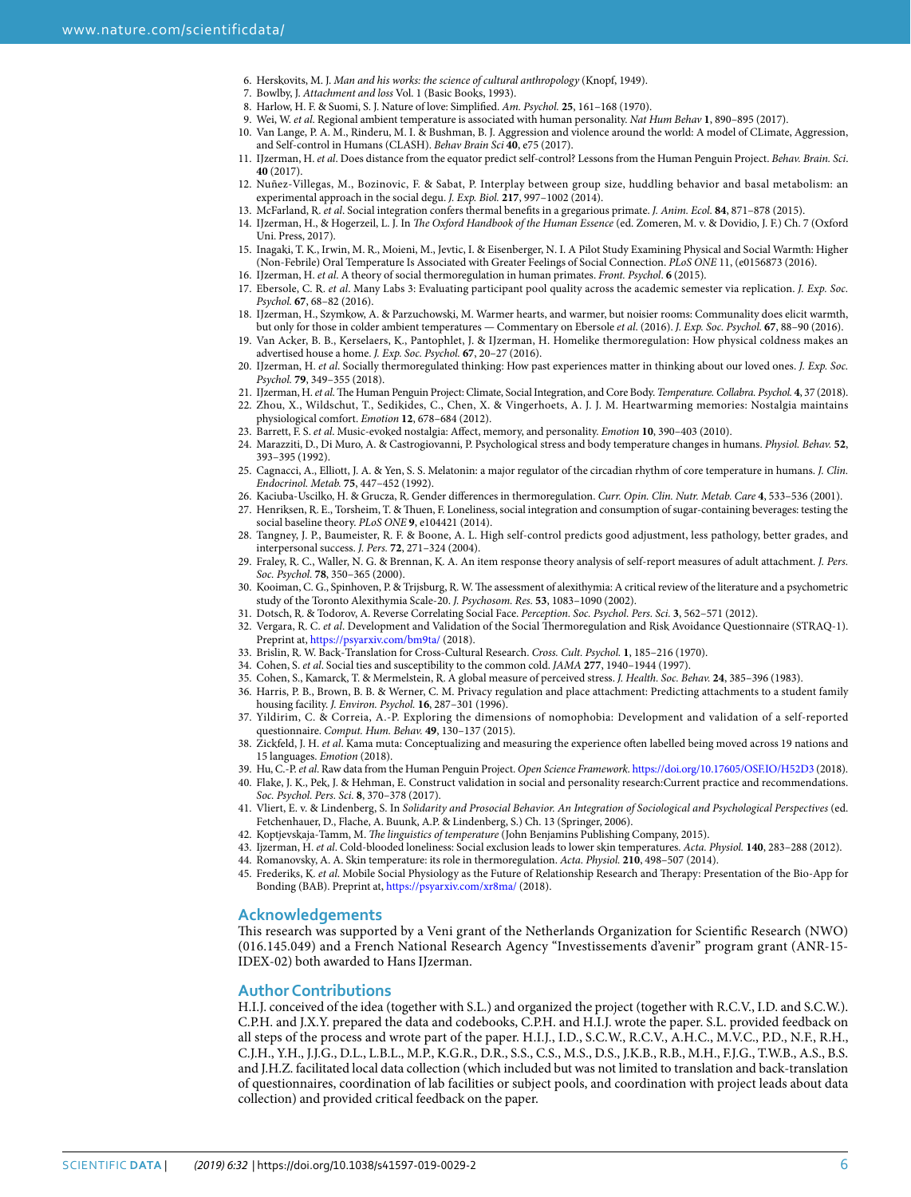6. Herskovits, M. J. *Man and his works: the science of cultural anthropology* (Knopf, 1949).
7. Bowlby, J. *Attachment and loss* Vol. 1 (Basic Books, 1993).
8. Harlow, H. F. & Suomi, S. J. Nature of love: Simplified. *Am. Psychol.* **25**, 161–168 (1970).
9. Wei, W. *et al*. Regional ambient temperature is associated with human personality. *Nat Hum Behav* **1**, 890–895 (2017).
10. Van Lange, P. A. M., Rinderu, M. I. & Bushman, B. J. Aggression and violence around the world: A model of CLimate, Aggression, and Self-control in Humans (CLASH). *Behav Brain Sci* **40**, e75 (2017).
11. IJzerman, H. *et al*. Does distance from the equator predict self-control? Lessons from the Human Penguin Project. *Behav. Brain. Sci.* **40** (2017).
12. Nuñez-Villegas, M., Bozinovic, F. & Sabat, P. Interplay between group size, huddling behavior and basal metabolism: an experimental approach in the social degu. *J. Exp. Biol.* **217**, 997–1002 (2014).
13. McFarland, R. *et al*. Social integration confers thermal benefits in a gregarious primate. *J. Anim. Ecol.* **84**, 871–878 (2015).
14. IJzerman, H., & Hogerzeil, L. J. In *The Oxford Handbook of the Human Essence* (ed. Zomeren, M. v. & Dovidio, J. F.) Ch. 7 (Oxford Uni. Press, 2017).
15. Inagaki, T. K., Irwin, M. R., Moieni, M., Jevtic, I. & Eisenberger, N. I. A Pilot Study Examining Physical and Social Warmth: Higher (Non-Febrile) Oral Temperature Is Associated with Greater Feelings of Social Connection. *PLoS ONE* 11, (e0156873 (2016).
16. IJzerman, H. *et al*. A theory of social thermoregulation in human primates. *Front. Psychol.* **6** (2015).
17. Ebersole, C. R. *et al*. Many Labs 3: Evaluating participant pool quality across the academic semester via replication. *J. Exp. Soc. Psychol.* **67**, 68–82 (2016).
18. IJzerman, H., Szymkow, A. & Parzuchowski, M. Warmer hearts, and warmer, but noisier rooms: Communality does elicit warmth, but only for those in colder ambient temperatures — Commentary on Ebersole *et al*. (2016). *J. Exp. Soc. Psychol.* **67**, 88–90 (2016).
19. Van Acker, B. B., Kerselaers, K., Pantophlet, J. & IJzerman, H. Homelike thermoregulation: How physical coldness makes an advertised house a home. *J. Exp. Soc. Psychol.* **67**, 20–27 (2016).
20. IJzerman, H. *et al*. Socially thermoregulated thinking: How past experiences matter in thinking about our loved ones. *J. Exp. Soc. Psychol.* **79**, 349–355 (2018).
21. IJzerman, H. *et al*. The Human Penguin Project: Climate, Social Integration, and Core Body. *Temperature. Collabra. Psychol.* **4**, 37 (2018).
22. Zhou, X., Wildschut, T., Sedikides, C., Chen, X. & Vingerhoets, A. J. J. M. Heartwarming memories: Nostalgia maintains physiological comfort. *Emotion* **12**, 678–684 (2012).
23. Barrett, F. S. *et al*. Music-evoked nostalgia: Affect, memory, and personality. *Emotion* **10**, 390–403 (2010).
24. Marazziti, D., Di Muro, A. & Castrogiovanni, P. Psychological stress and body temperature changes in humans. *Physiol. Behav.* **52**, 393–395 (1992).
25. Cagnacci, A., Elliott, J. A. & Yen, S. S. Melatonin: a major regulator of the circadian rhythm of core temperature in humans. *J. Clin. Endocrinol. Metab.* **75**, 447–452 (1992).
26. Kaciuba-Uscilko, H. & Grucza, R. Gender differences in thermoregulation. *Curr. Opin. Clin. Nutr. Metab. Care* **4**, 533–536 (2001).
27. Henriksen, R. E., Torsheim, T. & Thuen, F. Loneliness, social integration and consumption of sugar-containing beverages: testing the social baseline theory. *PLoS ONE* **9**, e104421 (2014).
28. Tangney, J. P., Baumeister, R. F. & Boone, A. L. High self-control predicts good adjustment, less pathology, better grades, and interpersonal success. *J. Pers.* **72**, 271–324 (2004).
29. Fraley, R. C., Waller, N. G. & Brennan, K. A. An item response theory analysis of self-report measures of adult attachment. *J. Pers. Soc. Psychol.* **78**, 350–365 (2000).
30. Kooiman, C. G., Spinhoven, P. & Trijsburg, R. W. The assessment of alexithymia: A critical review of the literature and a psychometric study of the Toronto Alexithymia Scale-20. *J. Psychosom. Res.* **53**, 1083–1090 (2002).
31. Dotsch, R. & Todorov, A. Reverse Correlating Social Face. *Perception. Soc. Psychol. Pers. Sci.* **3**, 562–571 (2012).
32. Vergara, R. C. *et al*. Development and Validation of the Social Thermoregulation and Risk Avoidance Questionnaire (STRAQ-1). Preprint at, https://psyarxiv.com/bm9ta/ (2018).
33. Brislin, R. W. Back-Translation for Cross-Cultural Research. *Cross. Cult. Psychol.* **1**, 185–216 (1970).
34. Cohen, S. *et al*. Social ties and susceptibility to the common cold. *JAMA* **277**, 1940–1944 (1997).
35. Cohen, S., Kamarck, T. & Mermelstein, R. A global measure of perceived stress. *J. Health. Soc. Behav.* **24**, 385–396 (1983).
36. Harris, P. B., Brown, B. B. & Werner, C. M. Privacy regulation and place attachment: Predicting attachments to a student family housing facility. *J. Environ. Psychol.* **16**, 287–301 (1996).
37. Yildirim, C. & Correia, A.-P. Exploring the dimensions of nomophobia: Development and validation of a self-reported questionnaire. *Comput. Hum. Behav.* **49**, 130–137 (2015).
38. Zickfeld, J. H. *et al*. Kama muta: Conceptualizing and measuring the experience often labelled being moved across 19 nations and 15 languages. *Emotion* (2018).
39. Hu, C.-P. *et al*. Raw data from the Human Penguin Project. *Open Science Framework*. https://doi.org/10.17605/OSF.IO/H52D3 (2018).
40. Flake, J. K., Pek, J. & Hehman, E. Construct validation in social and personality research:Current practice and recommendations. *Soc. Psychol. Pers. Sci.* **8**, 370–378 (2017).
41. Vliert, E. v. & Lindenberg, S. In *Solidarity and Prosocial Behavior. An Integration of Sociological and Psychological Perspectives* (ed. Fetchenhauer, D., Flache, A. Buunk, A.P. & Lindenberg, S.) Ch. 13 (Springer, 2006).
42. Koptjevskaja-Tamm, M. *The linguistics of temperature* (John Benjamins Publishing Company, 2015).
43. Ijzerman, H. *et al*. Cold-blooded loneliness: Social exclusion leads to lower skin temperatures. *Acta. Physiol.* **140**, 283–288 (2012).
44. Romanovsky, A. A. Skin temperature: its role in thermoregulation. *Acta. Physiol.* **210**, 498–507 (2014).
45. Frederiks, K. *et al*. Mobile Social Physiology as the Future of Relationship Research and Therapy: Presentation of the Bio-App for Bonding (BAB). Preprint at, https://psyarxiv.com/xr8ma/ (2018).

## Acknowledgements

This research was supported by a Veni grant of the Netherlands Organization for Scientific Research (NWO) (016.145.049) and a French National Research Agency "Investissements d'avenir" program grant (ANR-15-IDEX-02) both awarded to Hans IJzerman.

## Author Contributions

H.I.J. conceived of the idea (together with S.L.) and organized the project (together with R.C.V., I.D. and S.C.W.). C.P.H. and J.X.Y. prepared the data and codebooks, C.P.H. and H.I.J. wrote the paper. S.L. provided feedback on all steps of the process and wrote part of the paper. H.I.J., I.D., S.C.W., R.C.V., A.H.C., M.V.C., P.D., N.F., R.H., C.J.H., Y.H., J.J.G., D.L., L.B.L., M.P., K.G.R., D.R., S.S., C.S., M.S., D.S., J.K.B., R.B., M.H., F.J.G., T.W.B., A.S., B.S. and J.H.Z. facilitated local data collection (which included but was not limited to translation and back-translation of questionnaires, coordination of lab facilities or subject pools, and coordination with project leads about data collection) and provided critical feedback on the paper.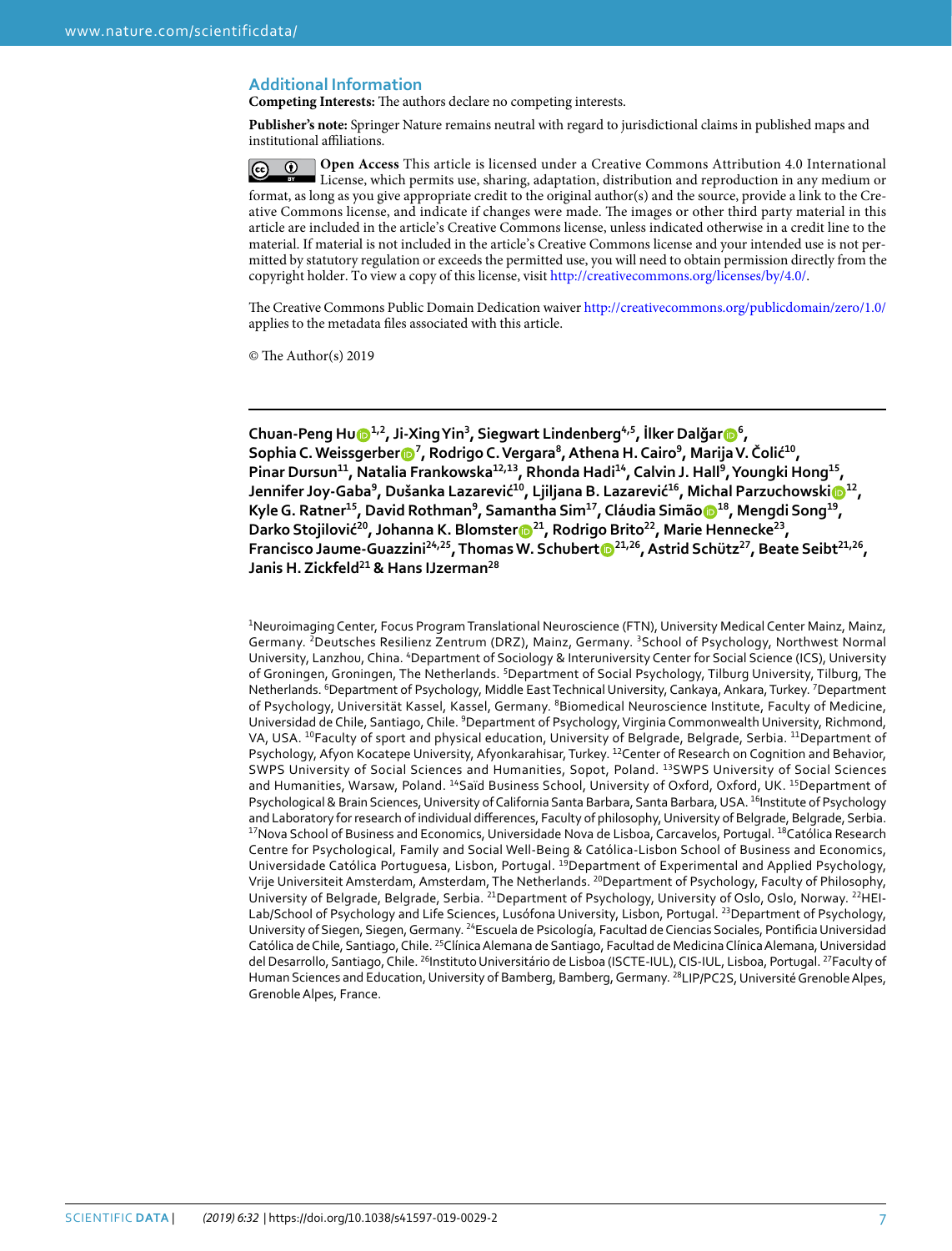## Additional Information

**Competing Interests:** The authors declare no competing interests.

**Publisher's note:** Springer Nature remains neutral with regard to jurisdictional claims in published maps and institutional affiliations.

**Open Access** This article is licensed under a Creative Commons Attribution 4.0 International License, which permits use, sharing, adaptation, distribution and reproduction in any medium or format, as long as you give appropriate credit to the original author(s) and the source, provide a link to the Creative Commons license, and indicate if changes were made. The images or other third party material in this article are included in the article's Creative Commons license, unless indicated otherwise in a credit line to the material. If material is not included in the article's Creative Commons license and your intended use is not permitted by statutory regulation or exceeds the permitted use, you will need to obtain permission directly from the copyright holder. To view a copy of this license, visit http://creativecommons.org/licenses/by/4.0/.

The Creative Commons Public Domain Dedication waiver http://creativecommons.org/publicdomain/zero/1.0/ applies to the metadata files associated with this article.

© The Author(s) 2019

---

**Chuan-Peng Hu[1,2], Ji-Xing Yin[3], Siegwart Lindenberg[4,5], İlker Dalğar[6], Sophia C. Weissgerber[7], Rodrigo C. Vergara[8], Athena H. Cairo[9], Marija V. Čolić[10], Pinar Dursun[11], Natalia Frankowska[12,13], Rhonda Hadi[14], Calvin J. Hall[9], Youngki Hong[15], Jennifer Joy-Gaba[9], Dušanka Lazarević[10], Ljiljana B. Lazarević[16], Michal Parzuchowski[12], Kyle G. Ratner[15], David Rothman[9], Samantha Sim[17], Cláudia Simão[18], Mengdi Song[19], Darko Stojilović[20], Johanna K. Blomster[21], Rodrigo Brito[22], Marie Hennecke[23], Francisco Jaume-Guazzini[24,25], Thomas W. Schubert[21,26], Astrid Schütz[27], Beate Seibt[21,26], Janis H. Zickfeld[21] & Hans IJzerman[28]**

[1]Neuroimaging Center, Focus Program Translational Neuroscience (FTN), University Medical Center Mainz, Mainz, Germany. [2]Deutsches Resilienz Zentrum (DRZ), Mainz, Germany. [3]School of Psychology, Northwest Normal University, Lanzhou, China. [4]Department of Sociology & Interuniversity Center for Social Science (ICS), University of Groningen, Groningen, The Netherlands. [5]Department of Social Psychology, Tilburg University, Tilburg, The Netherlands. [6]Department of Psychology, Middle East Technical University, Cankaya, Ankara, Turkey. [7]Department of Psychology, Universität Kassel, Kassel, Germany. [8]Biomedical Neuroscience Institute, Faculty of Medicine, Universidad de Chile, Santiago, Chile. [9]Department of Psychology, Virginia Commonwealth University, Richmond, VA, USA. [10]Faculty of sport and physical education, University of Belgrade, Belgrade, Serbia. [11]Department of Psychology, Afyon Kocatepe University, Afyonkarahisar, Turkey. [12]Center of Research on Cognition and Behavior, SWPS University of Social Sciences and Humanities, Sopot, Poland. [13]SWPS University of Social Sciences and Humanities, Warsaw, Poland. [14]Saïd Business School, University of Oxford, Oxford, UK. [15]Department of Psychological & Brain Sciences, University of California Santa Barbara, Santa Barbara, USA. [16]Institute of Psychology and Laboratory for research of individual differences, Faculty of philosophy, University of Belgrade, Belgrade, Serbia. [17]Nova School of Business and Economics, Universidade Nova de Lisboa, Carcavelos, Portugal. [18]Católica Research Centre for Psychological, Family and Social Well-Being & Católica-Lisbon School of Business and Economics, Universidade Católica Portuguesa, Lisbon, Portugal. [19]Department of Experimental and Applied Psychology, Vrije Universiteit Amsterdam, Amsterdam, The Netherlands. [20]Department of Psychology, Faculty of Philosophy, University of Belgrade, Belgrade, Serbia. [21]Department of Psychology, University of Oslo, Oslo, Norway. [22]HEI-Lab/School of Psychology and Life Sciences, Lusófona University, Lisbon, Portugal. [23]Department of Psychology, University of Siegen, Siegen, Germany. [24]Escuela de Psicología, Facultad de Ciencias Sociales, Pontificia Universidad Católica de Chile, Santiago, Chile. [25]Clínica Alemana de Santiago, Facultad de Medicina Clínica Alemana, Universidad del Desarrollo, Santiago, Chile. [26]Instituto Universitário de Lisboa (ISCTE-IUL), CIS-IUL, Lisboa, Portugal. [27]Faculty of Human Sciences and Education, University of Bamberg, Bamberg, Germany. [28]LIP/PC2S, Université Grenoble Alpes, Grenoble Alpes, France.